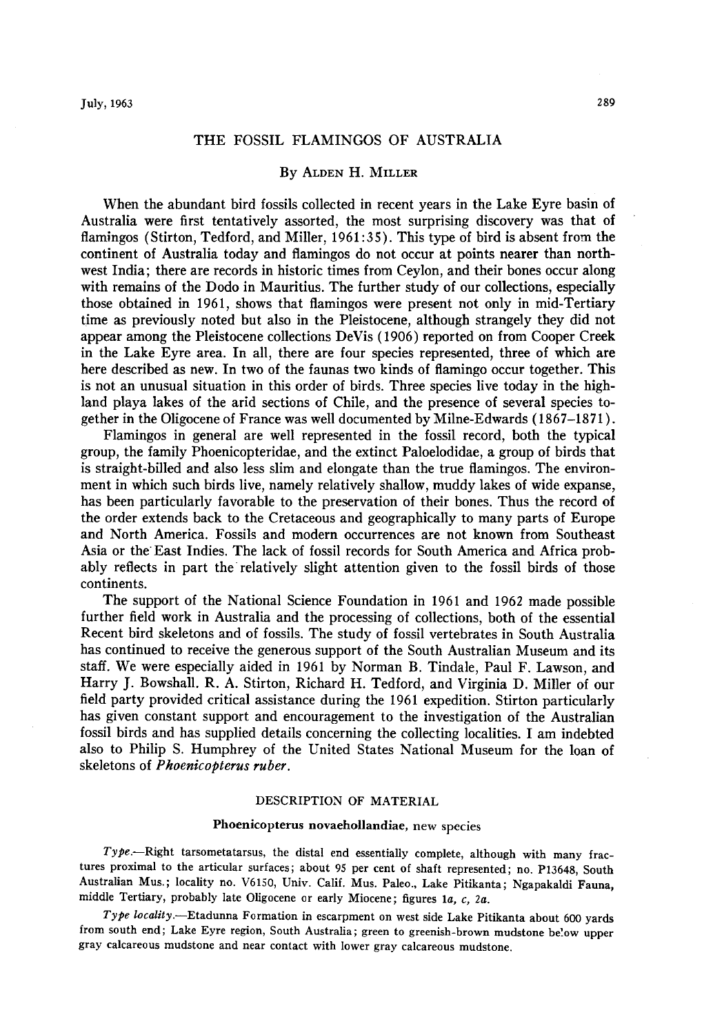# THE FOSSIL FLAMINGOS OF AUSTRALIA

By ALDEN H. MILLER

When the abundant bird fossils collected in recent years in the Lake Eyre basin of Australia were first tentatively assorted, the most surprising discovery was that of flamingos (Stirton, Tedford, and Miller, 1961:35). This type of bird is absent from the continent of Australia today and flamingos do not occur at points nearer than northwest India; there are records in historic times from Ceylon, and their bones occur along with remains of the Dodo in Mauritius. The further study of our collections, especially those obtained in 1961, shows that flamingos were present not only in mid-Tertiary time as previously noted but also in the Pleistocene, although strangely they did not appear among the Pleistocene collections DeVis (1906) reported on from Cooper Creek in the Lake Eyre area. In all, there are four species represented, three of which are here described as new. In two of the faunas two kinds of flamingo occur together. This is not an unusual situation in this order of birds. Three species live today in the highland playa lakes of the arid sections of Chile, and the presence of several species together in the Oligocene of France was well documented by Milne-Edwards (1867–1871).

Flamingos in general are well represented in the fossil record, both the typical group, the family Phoenicopteridae, and the extinct Paloelodidae, a group of birds that is straight-billed and also less slim and elongate than the true flamingos. The environment in which such birds live, namely relatively shallow, muddy lakes of wide expanse, has been particularly favorable to the preservation of their bones. Thus the record of the order extends back to the Cretaceous and geographically to many parts of Europe and North America. Fossils and modern occurrences are not known from Southeast Asia or the East Indies. The lack of fossil records for South America and Africa probably reflects in part the relatively slight attention given to the fossil birds of those continents.

The support of the National Science Foundation in 1961 and 1962 made possible further field work in Australia and the processing of collections, both of the essential Recent bird skeletons and of fossils. The study of fossil vertebrates in South Australia has continued to receive the generous support of the South Australian Museum and its staff. We were especially aided in 1961 by Norman B. Tindale, Paul F. Lawson, and Harry J. Bowshall. R. A. Stirton, Richard H. Tedford, and Virginia D. Miller of our field party provided critical assistance during the 1961 expedition. Stirton particularly has given constant support and encouragement to the investigation of the Australian fossil birds and has supplied details concerning the collecting localities. I am indebted also to Philip S. Humphrey of the United States National Museum for the loan of skeletons of *Phoenicopterus ruber*.

## DESCRIPTION OF MATERIAL

### Phoenicopterus novaehollandiae, new species

*Type*.—Right tarsometatarsus, the distal end essentially complete, although with many fractures proximal to the articular surfaces; about 95 per cent of shaft represented; no. P13648, South Australian Mus.; locality no. V6150, Univ. Calif. Mus. Paleo., Lake Pitikanta; Ngapakaldi Fauna, middle Tertiary, probably late Oligocene or early Miocene; figures 1*a*, *c*, 2*a*.

*Type locality*.—Etadunna Formation in escarpment on west side Lake Pitikanta about 600 yards from south end; Lake Eyre region, South Australia; green to greenish-brown mudstone below upper gray calcareous mudstone and near contact with lower gray calcareous mudstone.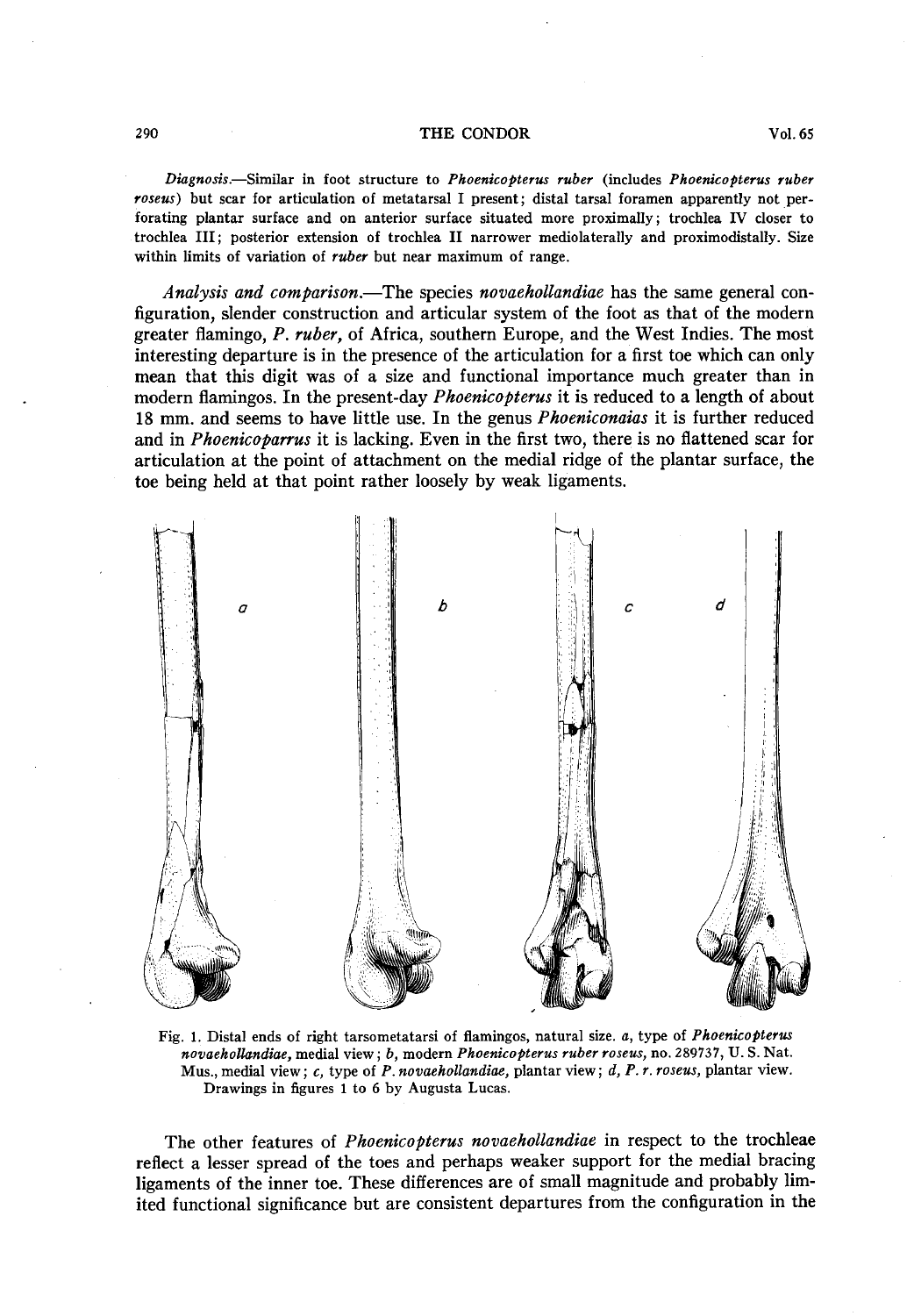*Diagnosis*.—Similar in foot structure to *Phoenicopterus ruber* (includes *Phoenicopterus ruber roseus*) but scar for articulation of metatarsal I present; distal tarsal foramen apparently not perforating plantar surface and on anterior surface situated more proximally; trochlea IV closer to trochlea III; posterior extension of trochlea II narrower mediolaterally and proximodistally. Size within limits of variation of *ruber* but near maximum of range.

*Analysis and comparison*.—The species *novaehollandiae* has the same general configuration, slender construction and articular system of the foot as that of the modern greater flamingo, *P. ruber*, of Africa, southern Europe, and the West Indies. The most interesting departure is in the presence of the articulation for a first toe which can only mean that this digit was of a size and functional importance much greater than in modern flamingos. In the present-day *Phoenicopterus* it is reduced to a length of about 18 mm. and seems to have little use. In the genus *Phoeniconaias* it is further reduced and in *Phoenicoparrus* it is lacking. Even in the first two, there is no flattened scar for articulation at the point of attachment on the medial ridge of the plantar surface, the toe being held at that point rather loosely by weak ligaments.

Fig. 1. Distal ends of right tarsometatarsi of flamingos, natural size. *a*, type of *Phoenicopterus novaehollandiae*, medial view; *b*, modern *Phoenicopterus ruber roseus*, no. 289737, U. S. Nat. Mus., medial view; *c*, type of *P. novaehollandiae*, plantar view; *d*, *P. r. roseus*, plantar view. Drawings in figures 1 to 6 by Augusta Lucas.

The other features of *Phoenicopterus novaehollandiae* in respect to the trochleae reflect a lesser spread of the toes and perhaps weaker support for the medial bracing ligaments of the inner toe. These differences are of small magnitude and probably limited functional significance but are consistent departures from the configuration in the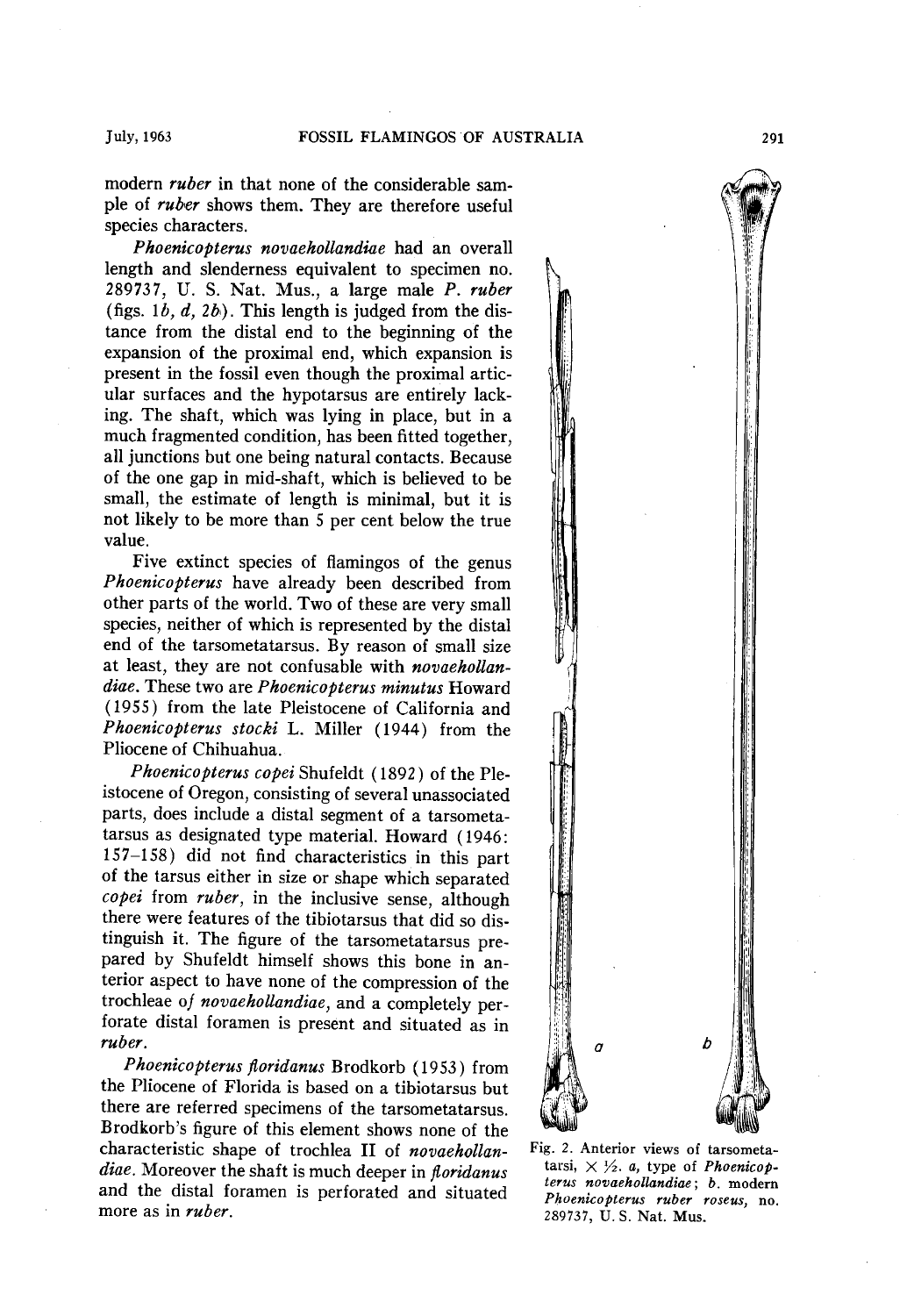modern *ruber* in that none of the considerable sample of *ruber* shows them. They are therefore useful species characters.

*Phoenicopterus novaehollandiae* had an overall length and slenderness equivalent to specimen no. 289737, U. S. Nat. Mus., a large male *P. ruber* (figs. 1*b*, *d*, 2*b*). This length is judged from the distance from the distal end to the beginning of the expansion of the proximal end, which expansion is present in the fossil even though the proximal articular surfaces and the hypotarsus are entirely lacking. The shaft, which was lying in place, but in a much fragmented condition, has been fitted together, all junctions but one being natural contacts. Because of the one gap in mid-shaft, which is believed to be small, the estimate of length is minimal, but it is not likely to be more than 5 per cent below the true value.

Five extinct species of flamingos of the genus *Phoenicopterus* have already been described from other parts of the world. Two of these are very small species, neither of which is represented by the distal end of the tarsometatarsus. By reason of small size at least, they are not confusable with *novaehollandiae*. These two are *Phoenicopterus minutus* Howard (1955) from the late Pleistocene of California and *Phoenicopterus stocki* L. Miller (1944) from the Pliocene of Chihuahua.

*Phoenicopterus copei* Shufeldt (1892) of the Pleistocene of Oregon, consisting of several unassociated parts, does include a distal segment of a tarsometatarsus as designated type material. Howard (1946: 157–158) did not find characteristics in this part of the tarsus either in size or shape which separated *copei* from *ruber*, in the inclusive sense, although there were features of the tibiotarsus that did so distinguish it. The figure of the tarsometatarsus prepared by Shufeldt himself shows this bone in anterior aspect to have none of the compression of the trochleae of *novaehollandiae*, and a completely perforate distal foramen is present and situated as in *ruber*.

*Phoenicopterus floridanus* Brodkorb (1953) from the Pliocene of Florida is based on a tibiotarsus but there are referred specimens of the tarsometatarsus. Brodkorb's figure of this element shows none of the characteristic shape of trochlea II of *novaehollandiae*. Moreover the shaft is much deeper in *floridanus* and the distal foramen is perforated and situated more as in *ruber*.

Fig. 2. Anterior views of tarsometatarsi, × ½. *a*, type of *Phoenicopterus novaehollandiae*; *b*. modern *Phoenicopterus ruber roseus*, no. 289737, U. S. Nat. Mus.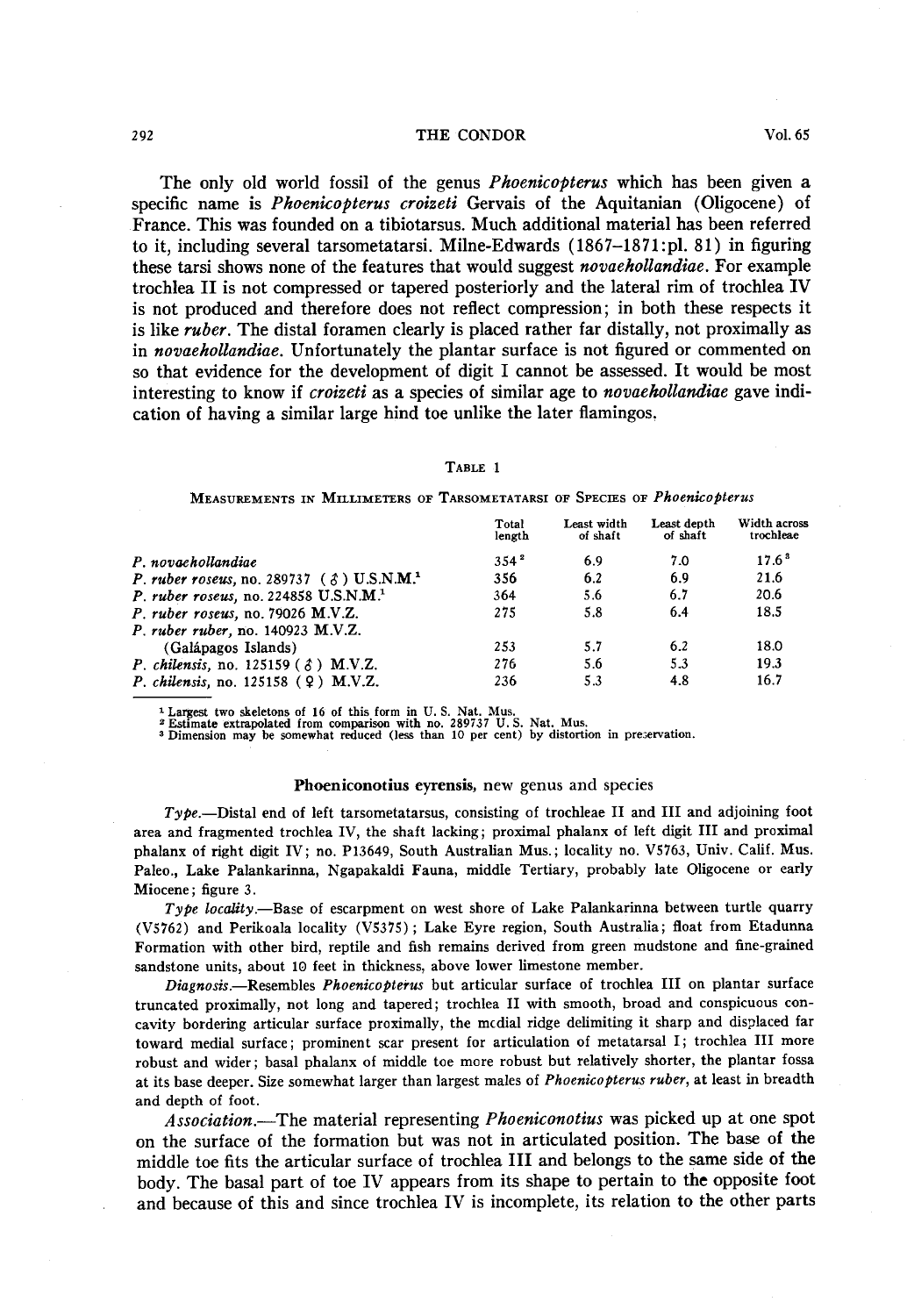The only old world fossil of the genus *Phoenicopterus* which has been given a specific name is *Phoenicopterus croizeti* Gervais of the Aquitanian (Oligocene) of France. This was founded on a tibiotarsus. Much additional material has been referred to it, including several tarsometatarsi. Milne-Edwards (1867–1871:pl. 81) in figuring these tarsi shows none of the features that would suggest *novaehollandiae*. For example trochlea II is not compressed or tapered posteriorly and the lateral rim of trochlea IV is not produced and therefore does not reflect compression; in both these respects it is like *ruber*. The distal foramen clearly is placed rather far distally, not proximally as in *novaehollandiae*. Unfortunately the plantar surface is not figured or commented on so that evidence for the development of digit I cannot be assessed. It would be most interesting to know if *croizeti* as a species of similar age to *novaehollandiae* gave indication of having a similar large hind toe unlike the later flamingos.

TABLE 1

MEASUREMENTS IN MILLIMETERS OF TARSOMETATARSI OF SPECIES OF *Phoenicopterus*

| | Total length | Least width of shaft | Least depth of shaft | Width across trochleae |
|---|---|---|---|---|
| *P. novaehollandiae* | 354[2] | 6.9 | 7.0 | 17.6[3] |
| *P. ruber roseus*, no. 289737 (♂) U.S.N.M.[1] | 356 | 6.2 | 6.9 | 21.6 |
| *P. ruber roseus*, no. 224858 U.S.N.M.[1] | 364 | 5.6 | 6.7 | 20.6 |
| *P. ruber roseus*, no. 79026 M.V.Z. | 275 | 5.8 | 6.4 | 18.5 |
| *P. ruber ruber*, no. 140923 M.V.Z. (Galápagos Islands) | 253 | 5.7 | 6.2 | 18.0 |
| *P. chilensis*, no. 125159 (♂) M.V.Z. | 276 | 5.6 | 5.3 | 19.3 |
| *P. chilensis*, no. 125158 (♀) M.V.Z. | 236 | 5.3 | 4.8 | 16.7 |

[1] Largest two skeletons of 16 of this form in U. S. Nat. Mus.
[2] Estimate extrapolated from comparison with no. 289737 U. S. Nat. Mus.
[3] Dimension may be somewhat reduced (less than 10 per cent) by distortion in preservation.

## Phoeniconotius eyrensis, new genus and species

*Type.*—Distal end of left tarsometatarsus, consisting of trochleae II and III and adjoining foot area and fragmented trochlea IV, the shaft lacking; proximal phalanx of left digit III and proximal phalanx of right digit IV; no. P13649, South Australian Mus.; locality no. V5763, Univ. Calif. Mus. Paleo., Lake Palankarinna, Ngapakaldi Fauna, middle Tertiary, probably late Oligocene or early Miocene; figure 3.

*Type locality.*—Base of escarpment on west shore of Lake Palankarinna between turtle quarry (V5762) and Perikoala locality (V5375); Lake Eyre region, South Australia; float from Etadunna Formation with other bird, reptile and fish remains derived from green mudstone and fine-grained sandstone units, about 10 feet in thickness, above lower limestone member.

*Diagnosis.*—Resembles *Phoenicopterus* but articular surface of trochlea III on plantar surface truncated proximally, not long and tapered; trochlea II with smooth, broad and conspicuous concavity bordering articular surface proximally, the medial ridge delimiting it sharp and displaced far toward medial surface; prominent scar present for articulation of metatarsal I; trochlea III more robust and wider; basal phalanx of middle toe more robust but relatively shorter, the plantar fossa at its base deeper. Size somewhat larger than largest males of *Phoenicopterus ruber*, at least in breadth and depth of foot.

*Association.*—The material representing *Phoeniconotius* was picked up at one spot on the surface of the formation but was not in articulated position. The base of the middle toe fits the articular surface of trochlea III and belongs to the same side of the body. The basal part of toe IV appears from its shape to pertain to the opposite foot and because of this and since trochlea IV is incomplete, its relation to the other parts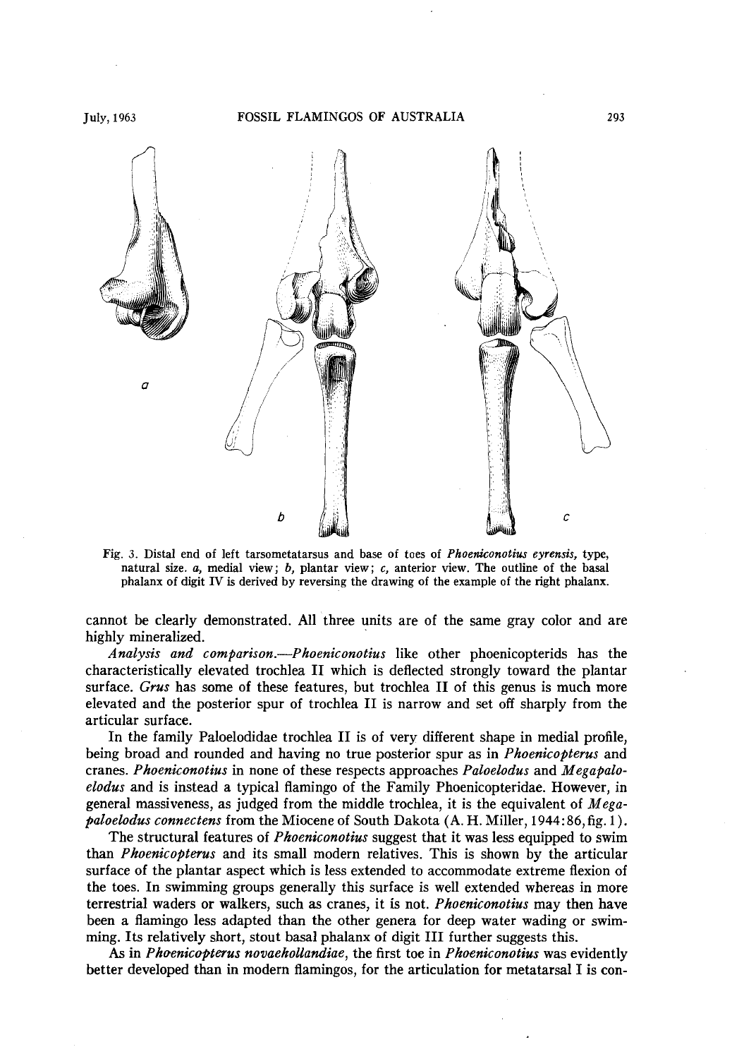Fig. 3. Distal end of left tarsometatarsus and base of toes of *Phoeniconotius eyrensis*, type, natural size. *a*, medial view; *b*, plantar view; *c*, anterior view. The outline of the basal phalanx of digit IV is derived by reversing the drawing of the example of the right phalanx.

cannot be clearly demonstrated. All three units are of the same gray color and are highly mineralized.

*Analysis and comparison.*—*Phoeniconotius* like other phoenicopterids has the characteristically elevated trochlea II which is deflected strongly toward the plantar surface. *Grus* has some of these features, but trochlea II of this genus is much more elevated and the posterior spur of trochlea II is narrow and set off sharply from the articular surface.

In the family Paloelodidae trochlea II is of very different shape in medial profile, being broad and rounded and having no true posterior spur as in *Phoenicopterus* and cranes. *Phoeniconotius* in none of these respects approaches *Paloelodus* and *Megapaloelodus* and is instead a typical flamingo of the Family Phoenicopteridae. However, in general massiveness, as judged from the middle trochlea, it is the equivalent of *Megapaloelodus connectens* from the Miocene of South Dakota (A. H. Miller, 1944:86, fig. 1).

The structural features of *Phoeniconotius* suggest that it was less equipped to swim than *Phoenicopterus* and its small modern relatives. This is shown by the articular surface of the plantar aspect which is less extended to accommodate extreme flexion of the toes. In swimming groups generally this surface is well extended whereas in more terrestrial waders or walkers, such as cranes, it is not. *Phoeniconotius* may then have been a flamingo less adapted than the other genera for deep water wading or swimming. Its relatively short, stout basal phalanx of digit III further suggests this.

As in *Phoenicopterus novaehollandiae*, the first toe in *Phoeniconotius* was evidently better developed than in modern flamingos, for the articulation for metatarsal I is con-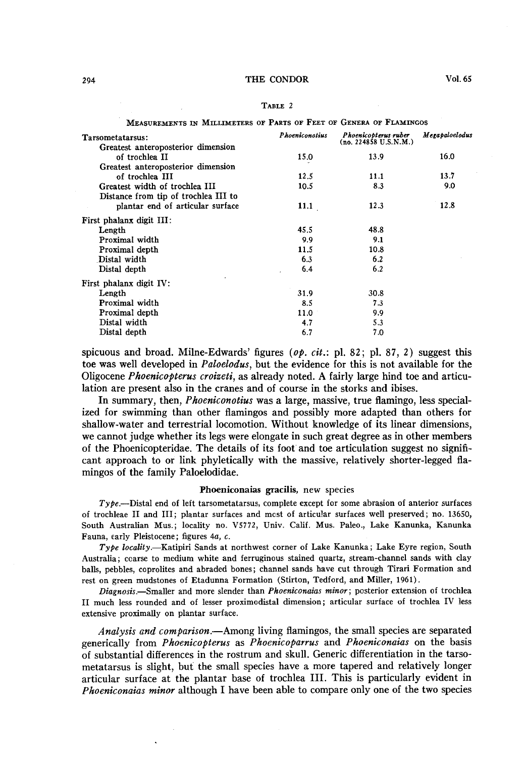TABLE 2

MEASUREMENTS IN MILLIMETERS OF PARTS OF FEET OF GENERA OF FLAMINGOS

| | *Phoeniconotius* | *Phoenicopterus ruber* (no. 224858 U.S.N.M.) | *Megapaloelodus* |
|---|---|---|---|
| Tarsometatarsus: | | | |
| Greatest anteroposterior dimension of trochlea II | 15.0 | 13.9 | 16.0 |
| Greatest anteroposterior dimension of trochlea III | 12.5 | 11.1 | 13.7 |
| Greatest width of trochlea III | 10.5 | 8.3 | 9.0 |
| Distance from tip of trochlea III to plantar end of articular surface | 11.1 | 12.3 | 12.8 |
| First phalanx digit III: | | | |
| Length | 45.5 | 48.8 | |
| Proximal width | 9.9 | 9.1 | |
| Proximal depth | 11.5 | 10.8 | |
| Distal width | 6.3 | 6.2 | |
| Distal depth | 6.4 | 6.2 | |
| First phalanx digit IV: | | | |
| Length | 31.9 | 30.8 | |
| Proximal width | 8.5 | 7.3 | |
| Proximal depth | 11.0 | 9.9 | |
| Distal width | 4.7 | 5.3 | |
| Distal depth | 6.7 | 7.0 | |

spicuous and broad. Milne-Edwards' figures (*op. cit.*: pl. 82; pl. 87, *2*) suggest this toe was well developed in *Paloelodus*, but the evidence for this is not available for the Oligocene *Phoenicopterus croizeti*, as already noted. A fairly large hind toe and articulation are present also in the cranes and of course in the storks and ibises.

In summary, then, *Phoeniconotius* was a large, massive, true flamingo, less specialized for swimming than other flamingos and possibly more adapted than others for shallow-water and terrestrial locomotion. Without knowledge of its linear dimensions, we cannot judge whether its legs were elongate in such great degree as in other members of the Phoenicopteridae. The details of its foot and toe articulation suggest no significant approach to or link phyletically with the massive, relatively shorter-legged flamingos of the family Paloelodidae.

### Phoeniconaias gracilis, new species

*Type.*—Distal end of left tarsometatarsus, complete except for some abrasion of anterior surfaces of trochleae II and III; plantar surfaces and most of articular surfaces well preserved; no. 13650, South Australian Mus.; locality no. V5772, Univ. Calif. Mus. Paleo., Lake Kanunka, Kanunka Fauna, early Pleistocene; figures 4*a*, *c*.

*Type locality.*—Katipiri Sands at northwest corner of Lake Kanunka; Lake Eyre region, South Australia; coarse to medium white and ferruginous stained quartz, stream-channel sands with clay balls, pebbles, coprolites and abraded bones; channel sands have cut through Tirari Formation and rest on green mudstones of Etadunna Formation (Stirton, Tedford, and Miller, 1961).

*Diagnosis.*—Smaller and more slender than *Phoeniconaias minor*; posterior extension of trochlea II much less rounded and of lesser proximodistal dimension; articular surface of trochlea IV less extensive proximally on plantar surface.

*Analysis and comparison.*—Among living flamingos, the small species are separated generically from *Phoenicopterus* as *Phoenicoparrus* and *Phoeniconaias* on the basis of substantial differences in the rostrum and skull. Generic differentiation in the tarsometatarsus is slight, but the small species have a more tapered and relatively longer articular surface at the plantar base of trochlea III. This is particularly evident in *Phoeniconaias minor* although I have been able to compare only one of the two species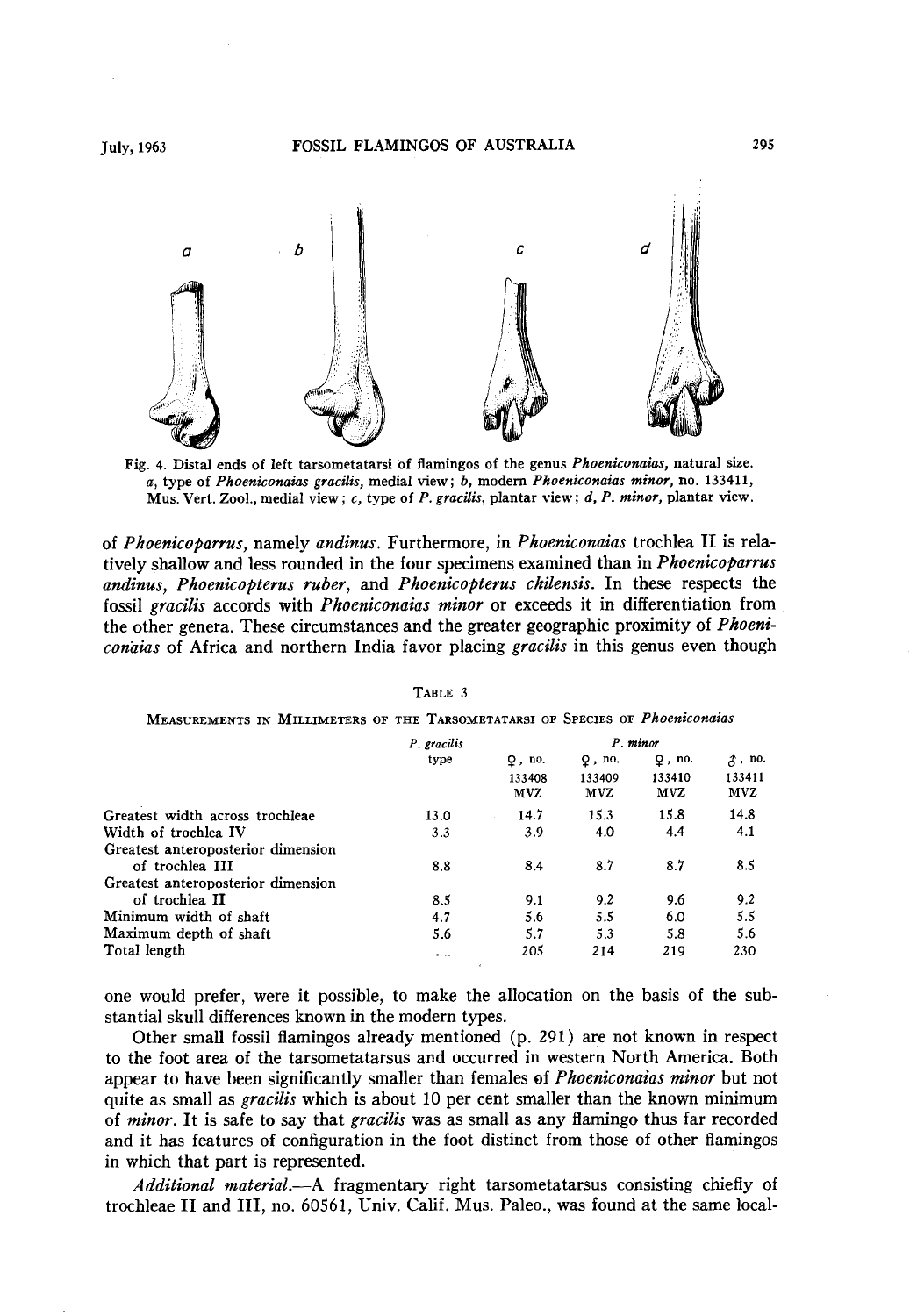Fig. 4. Distal ends of left tarsometatarsi of flamingos of the genus *Phoeniconaias*, natural size. *a*, type of *Phoeniconaias gracilis*, medial view; *b*, modern *Phoeniconaias minor*, no. 133411, Mus. Vert. Zool., medial view; *c*, type of *P. gracilis*, plantar view; *d*, *P. minor*, plantar view.

of *Phoenicoparrus*, namely *andinus*. Furthermore, in *Phoeniconaias* trochlea II is relatively shallow and less rounded in the four specimens examined than in *Phoenicoparrus andinus*, *Phoenicopterus ruber*, and *Phoenicopterus chilensis*. In these respects the fossil *gracilis* accords with *Phoeniconaias minor* or exceeds it in differentiation from the other genera. These circumstances and the greater geographic proximity of *Phoeniconaias* of Africa and northern India favor placing *gracilis* in this genus even though one would prefer, were it possible, to make the allocation on the basis of the substantial skull differences known in the modern types.

TABLE 3

MEASUREMENTS IN MILLIMETERS OF THE TARSOMETATARSI OF SPECIES OF *Phoeniconaias*

| | *P. gracilis* | *P. minor* | | | |
|---|---|---|---|---|---|
| | type | ♀, no. 133408 MVZ | ♀, no. 133409 MVZ | ♀, no. 133410 MVZ | ♂, no. 133411 MVZ |
| Greatest width across trochleae | 13.0 | 14.7 | 15.3 | 15.8 | 14.8 |
| Width of trochlea IV | 3.3 | 3.9 | 4.0 | 4.4 | 4.1 |
| Greatest anteroposterior dimension of trochlea III | 8.8 | 8.4 | 8.7 | 8.7 | 8.5 |
| Greatest anteroposterior dimension of trochlea II | 8.5 | 9.1 | 9.2 | 9.6 | 9.2 |
| Minimum width of shaft | 4.7 | 5.6 | 5.5 | 6.0 | 5.5 |
| Maximum depth of shaft | 5.6 | 5.7 | 5.3 | 5.8 | 5.6 |
| Total length | .... | 205 | 214 | 219 | 230 |

Other small fossil flamingos already mentioned (p. 291) are not known in respect to the foot area of the tarsometatarsus and occurred in western North America. Both appear to have been significantly smaller than females of *Phoeniconaias minor* but not quite as small as *gracilis* which is about 10 per cent smaller than the known minimum of *minor*. It is safe to say that *gracilis* was as small as any flamingo thus far recorded and it has features of configuration in the foot distinct from those of other flamingos in which that part is represented.

*Additional material.*—A fragmentary right tarsometatarsus consisting chiefly of trochleae II and III, no. 60561, Univ. Calif. Mus. Paleo., was found at the same local-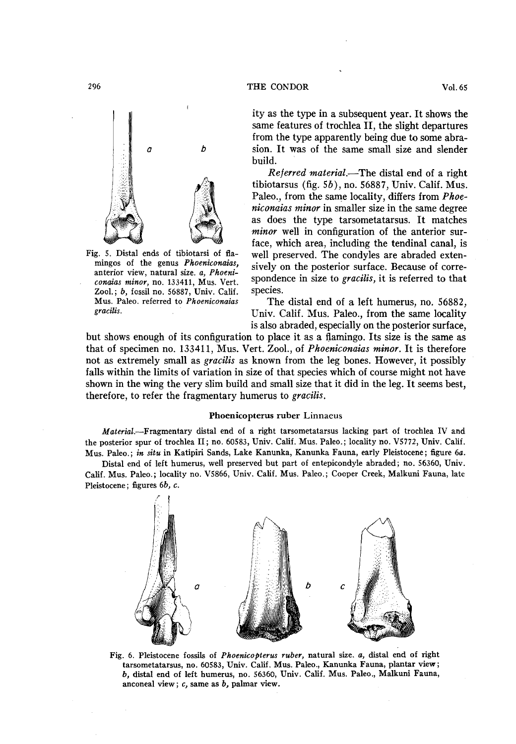ity as the type in a subsequent year. It shows the same features of trochlea II, the slight departures from the type apparently being due to some abrasion. It was of the same small size and slender build.

Fig. 5. Distal ends of tibiotarsi of flamingos of the genus *Phoeniconaias*, anterior view, natural size. *a*, *Phoeniconaias minor*, no. 133411, Mus. Vert. Zool.; *b*, fossil no. 56887, Univ. Calif. Mus. Paleo. referred to *Phoeniconaias gracilis*.

*Referred material.*—The distal end of a right tibiotarsus (fig. 5*b*), no. 56887, Univ. Calif. Mus. Paleo., from the same locality, differs from *Phoeniconaias minor* in smaller size in the same degree as does the type tarsometatarsus. It matches *minor* well in configuration of the anterior surface, which area, including the tendinal canal, is well preserved. The condyles are abraded extensively on the posterior surface. Because of correspondence in size to *gracilis*, it is referred to that species.

The distal end of a left humerus, no. 56882, Univ. Calif. Mus. Paleo., from the same locality is also abraded, especially on the posterior surface, but shows enough of its configuration to place it as a flamingo. Its size is the same as that of specimen no. 133411, Mus. Vert. Zool., of *Phoeniconaias minor*. It is therefore not as extremely small as *gracilis* as known from the leg bones. However, it possibly falls within the limits of variation in size of that species which of course might not have shown in the wing the very slim build and small size that it did in the leg. It seems best, therefore, to refer the fragmentary humerus to *gracilis*.

### Phoenicopterus ruber Linnaeus

*Material.*—Fragmentary distal end of a right tarsometatarsus lacking part of trochlea IV and the posterior spur of trochlea II; no. 60583, Univ. Calif. Mus. Paleo.; locality no. V5772, Univ. Calif. Mus. Paleo.; *in situ* in Katipiri Sands, Lake Kanunka, Kanunka Fauna, early Pleistocene; figure 6*a*.

Distal end of left humerus, well preserved but part of entepicondyle abraded; no. 56360, Univ. Calif. Mus. Paleo.; locality no. V5866, Univ. Calif. Mus. Paleo.; Cooper Creek, Malkuni Fauna, late Pleistocene; figures 6*b*, *c*.

Fig. 6. Pleistocene fossils of *Phoenicopterus ruber*, natural size. *a*, distal end of right tarsometatarsus, no. 60583, Univ. Calif. Mus. Paleo., Kanunka Fauna, plantar view; *b*, distal end of left humerus, no. 56360, Univ. Calif. Mus. Paleo., Malkuni Fauna, anconeal view; *c*, same as *b*, palmar view.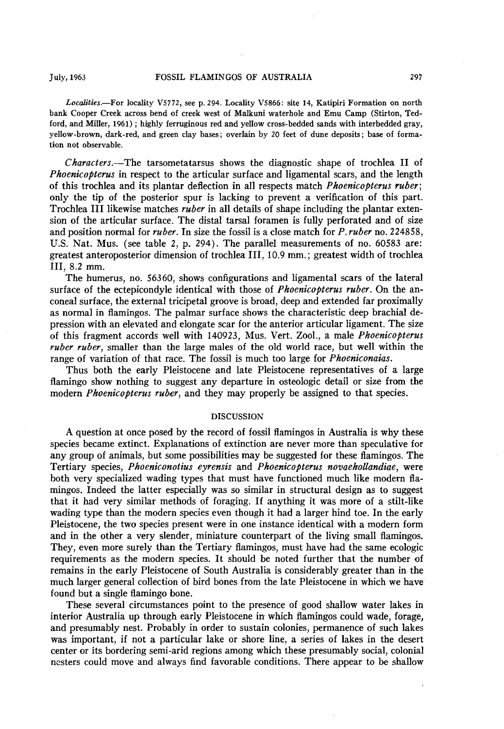*Localities.*—For locality V5772, see p. 294. Locality V5866: site 14, Katipiri Formation on north bank Cooper Creek across bend of creek west of Malkuni waterhole and Emu Camp (Stirton, Tedford, and Miller, 1961); highly ferruginous red and yellow cross-bedded sands with interbedded gray, yellow-brown, dark-red, and green clay bases; overlain by 20 feet of dune deposits; base of formation not observable.

*Characters.*—The tarsometatarsus shows the diagnostic shape of trochlea II of *Phoenicopterus* in respect to the articular surface and ligamental scars, and the length of this trochlea and its plantar deflection in all respects match *Phoenicopterus ruber*; only the tip of the posterior spur is lacking to prevent a verification of this part. Trochlea III likewise matches *ruber* in all details of shape including the plantar extension of the articular surface. The distal tarsal foramen is fully perforated and of size and position normal for *ruber*. In size the fossil is a close match for *P. ruber* no. 224858, U.S. Nat. Mus. (see table 2, p. 294). The parallel measurements of no. 60583 are: greatest anteroposterior dimension of trochlea III, 10.9 mm.; greatest width of trochlea III, 8.2 mm.

The humerus, no. 56360, shows configurations and ligamental scars of the lateral surface of the ectepicondyle identical with those of *Phoenicopterus ruber*. On the anconeal surface, the external tricipetal groove is broad, deep and extended far proximally as normal in flamingos. The palmar surface shows the characteristic deep brachial depression with an elevated and elongate scar for the anterior articular ligament. The size of this fragment accords well with 140923, Mus. Vert. Zool., a male *Phoenicopterus ruber ruber*, smaller than the large males of the old world race, but well within the range of variation of that race. The fossil is much too large for *Phoeniconaias*.

Thus both the early Pleistocene and late Pleistocene representatives of a large flamingo show nothing to suggest any departure in osteologic detail or size from the modern *Phoenicopterus ruber*, and they may properly be assigned to that species.

## DISCUSSION

A question at once posed by the record of fossil flamingos in Australia is why these species became extinct. Explanations of extinction are never more than speculative for any group of animals, but some possibilities may be suggested for these flamingos. The Tertiary species, *Phoeniconotius eyrensis* and *Phoenicopterus novaehollandiae*, were both very specialized wading types that must have functioned much like modern flamingos. Indeed the latter especially was so similar in structural design as to suggest that it had very similar methods of foraging. If anything it was more of a stilt-like wading type than the modern species even though it had a larger hind toe. In the early Pleistocene, the two species present were in one instance identical with a modern form and in the other a very slender, miniature counterpart of the living small flamingos. They, even more surely than the Tertiary flamingos, must have had the same ecologic requirements as the modern species. It should be noted further that the number of remains in the early Pleistocene of South Australia is considerably greater than in the much larger general collection of bird bones from the late Pleistocene in which we have found but a single flamingo bone.

These several circumstances point to the presence of good shallow water lakes in interior Australia up through early Pleistocene in which flamingos could wade, forage, and presumably nest. Probably in order to sustain colonies, permanence of such lakes was important, if not a particular lake or shore line, a series of lakes in the desert center or its bordering semi-arid regions among which these presumably social, colonial nesters could move and always find favorable conditions. There appear to be shallow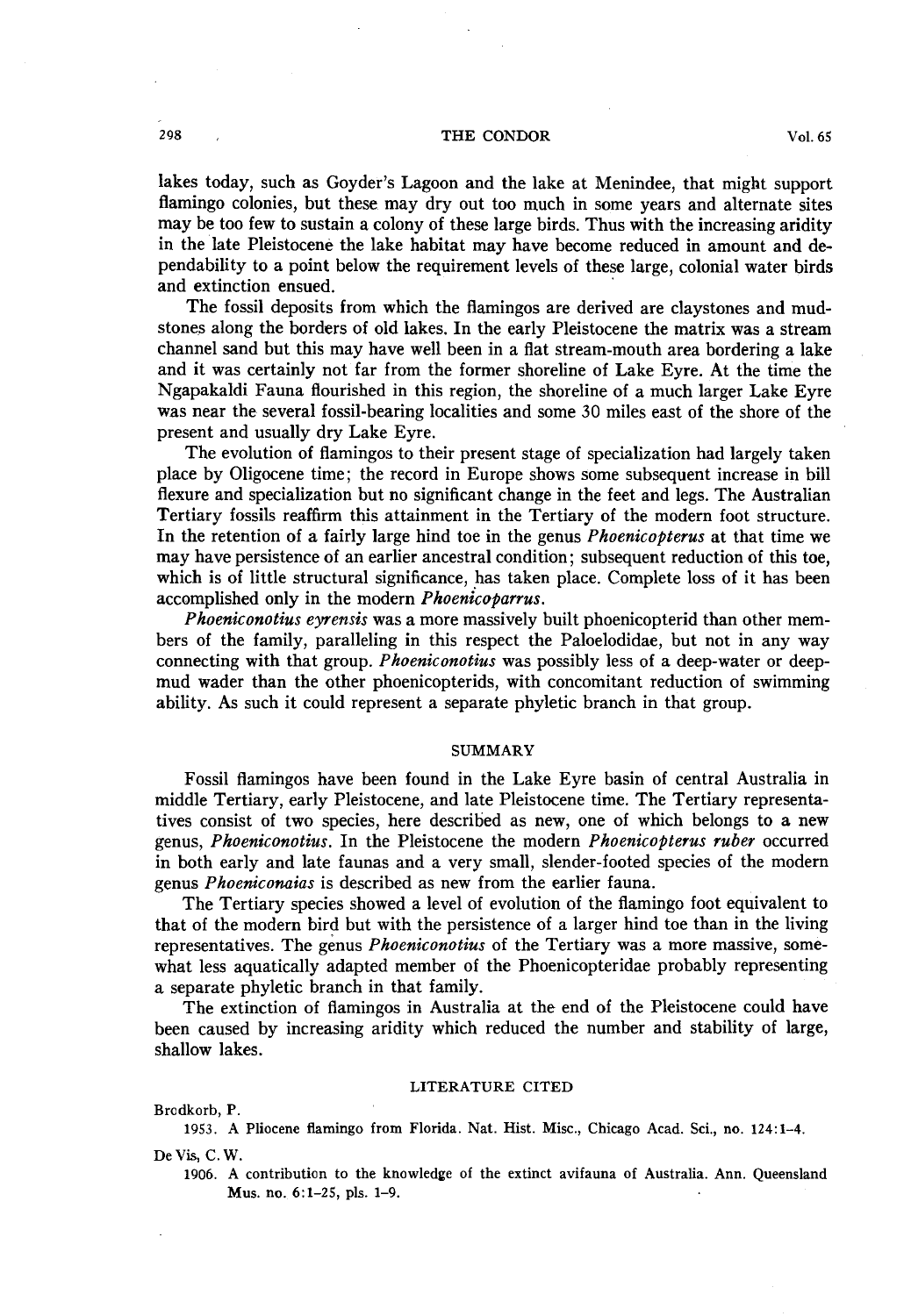lakes today, such as Goyder's Lagoon and the lake at Menindee, that might support flamingo colonies, but these may dry out too much in some years and alternate sites may be too few to sustain a colony of these large birds. Thus with the increasing aridity in the late Pleistocene the lake habitat may have become reduced in amount and dependability to a point below the requirement levels of these large, colonial water birds and extinction ensued.

The fossil deposits from which the flamingos are derived are claystones and mudstones along the borders of old lakes. In the early Pleistocene the matrix was a stream channel sand but this may have well been in a flat stream-mouth area bordering a lake and it was certainly not far from the former shoreline of Lake Eyre. At the time the Ngapakaldi Fauna flourished in this region, the shoreline of a much larger Lake Eyre was near the several fossil-bearing localities and some 30 miles east of the shore of the present and usually dry Lake Eyre.

The evolution of flamingos to their present stage of specialization had largely taken place by Oligocene time; the record in Europe shows some subsequent increase in bill flexure and specialization but no significant change in the feet and legs. The Australian Tertiary fossils reaffirm this attainment in the Tertiary of the modern foot structure. In the retention of a fairly large hind toe in the genus *Phoenicopterus* at that time we may have persistence of an earlier ancestral condition; subsequent reduction of this toe, which is of little structural significance, has taken place. Complete loss of it has been accomplished only in the modern *Phoenicoparrus*.

*Phoeniconotius eyrensis* was a more massively built phoenicopterid than other members of the family, paralleling in this respect the Paloelodidae, but not in any way connecting with that group. *Phoeniconotius* was possibly less of a deep-water or deep-mud wader than the other phoenicopterids, with concomitant reduction of swimming ability. As such it could represent a separate phyletic branch in that group.

## SUMMARY

Fossil flamingos have been found in the Lake Eyre basin of central Australia in middle Tertiary, early Pleistocene, and late Pleistocene time. The Tertiary representatives consist of two species, here described as new, one of which belongs to a new genus, *Phoeniconotius*. In the Pleistocene the modern *Phoenicopterus ruber* occurred in both early and late faunas and a very small, slender-footed species of the modern genus *Phoeniconaias* is described as new from the earlier fauna.

The Tertiary species showed a level of evolution of the flamingo foot equivalent to that of the modern bird but with the persistence of a larger hind toe than in the living representatives. The genus *Phoeniconotius* of the Tertiary was a more massive, somewhat less aquatically adapted member of the Phoenicopteridae probably representing a separate phyletic branch in that family.

The extinction of flamingos in Australia at the end of the Pleistocene could have been caused by increasing aridity which reduced the number and stability of large, shallow lakes.

## LITERATURE CITED

Brodkorb, P.

1953. A Pliocene flamingo from Florida. Nat. Hist. Misc., Chicago Acad. Sci., no. 124:1–4.

De Vis, C. W.

1906. A contribution to the knowledge of the extinct avifauna of Australia. Ann. Queensland Mus. no. 6:1–25, pls. 1–9.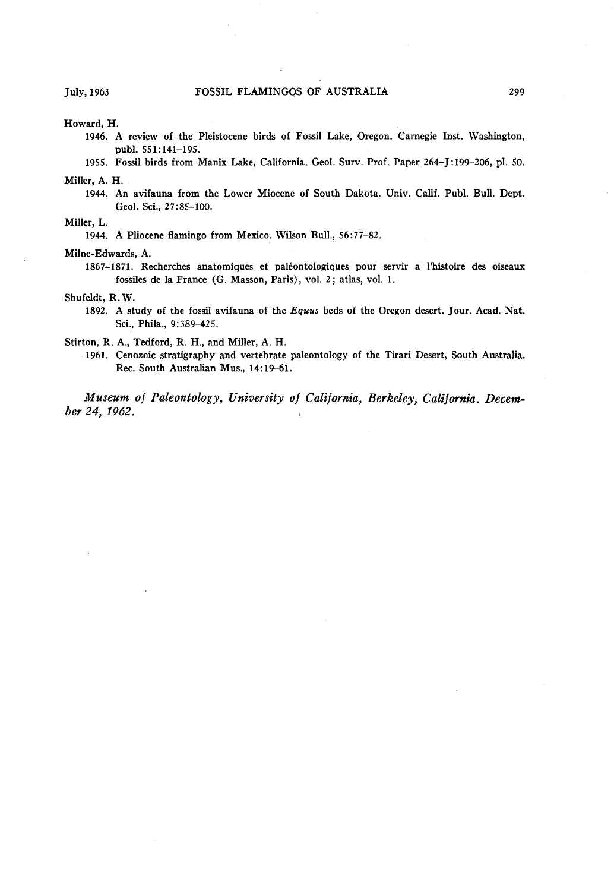Howard, H.

1946. A review of the Pleistocene birds of Fossil Lake, Oregon. Carnegie Inst. Washington, publ. 551:141–195.

1955. Fossil birds from Manix Lake, California. Geol. Surv. Prof. Paper 264–J:199–206, pl. 50.

Miller, A. H.

1944. An avifauna from the Lower Miocene of South Dakota. Univ. Calif. Publ. Bull. Dept. Geol. Sci., 27:85–100.

Miller, L.

1944. A Pliocene flamingo from Mexico. Wilson Bull., 56:77–82.

Milne-Edwards, A.

1867–1871. Recherches anatomiques et paléontologiques pour servir a l'histoire des oiseaux fossiles de la France (G. Masson, Paris), vol. 2; atlas, vol. 1.

Shufeldt, R. W.

1892. A study of the fossil avifauna of the *Equus* beds of the Oregon desert. Jour. Acad. Nat. Sci., Phila., 9:389–425.

Stirton, R. A., Tedford, R. H., and Miller, A. H.

1961. Cenozoic stratigraphy and vertebrate paleontology of the Tirari Desert, South Australia. Rec. South Australian Mus., 14:19–61.

***Museum of Paleontology, University of California, Berkeley, California. December 24, 1962.***